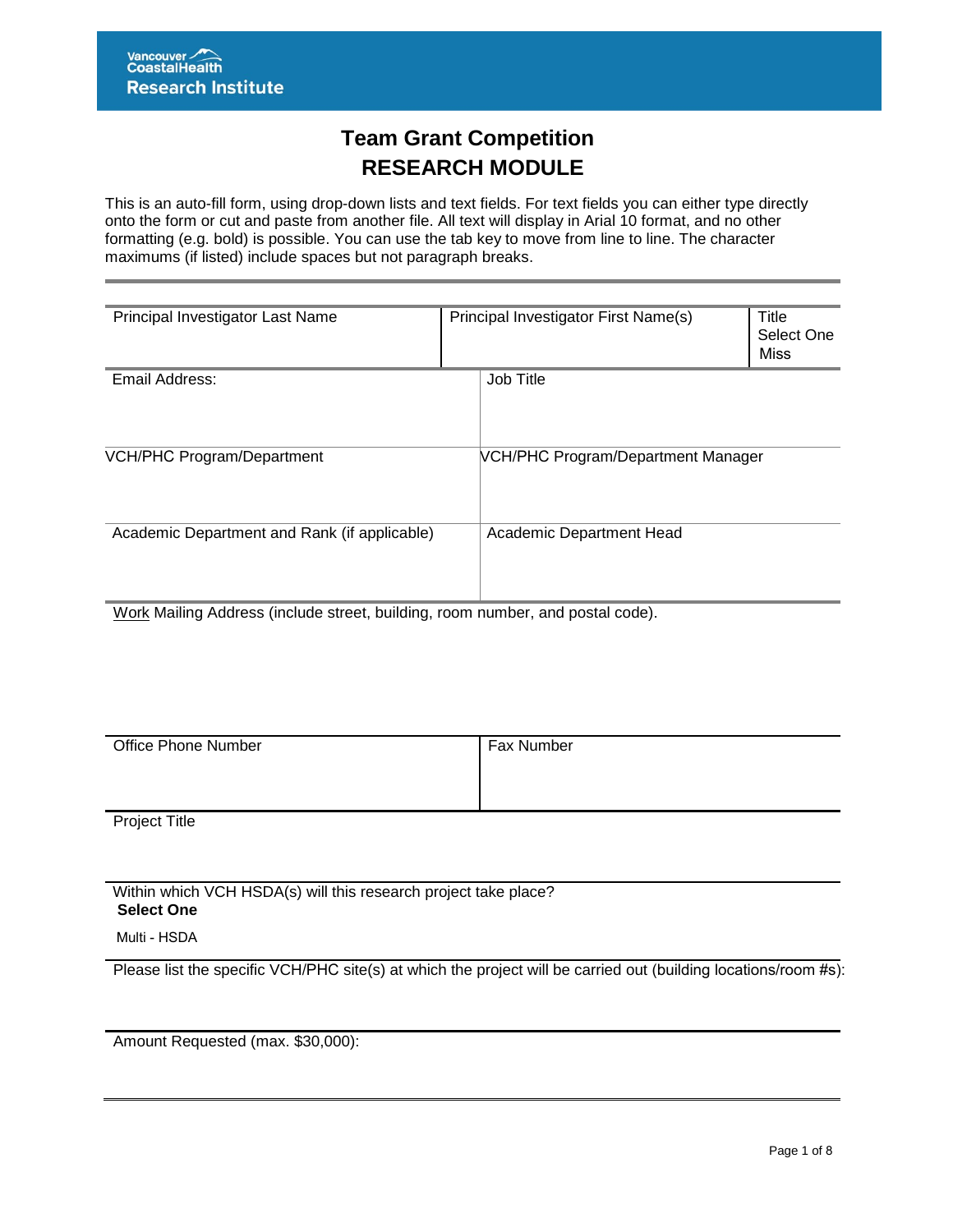Vancouver CoastalHealth
Research Institute

# Team Grant Competition
# RESEARCH MODULE

This is an auto-fill form, using drop-down lists and text fields. For text fields you can either type directly onto the form or cut and paste from another file. All text will display in Arial 10 format, and no other formatting (e.g. bold) is possible. You can use the tab key to move from line to line. The character maximums (if listed) include spaces but not paragraph breaks.

| Principal Investigator Last Name | Principal Investigator First Name(s) | Title<br>Select One<br>Miss |
|---|---|---|

| Email Address: | Job Title |
|---|---|
| VCH/PHC Program/Department | VCH/PHC Program/Department Manager |
| Academic Department and Rank (if applicable) | Academic Department Head |

Work Mailing Address (include street, building, room number, and postal code).

| Office Phone Number | Fax Number |
|---|---|

Project Title

Within which VCH HSDA(s) will this research project take place?
**Select One**

Multi - HSDA

Please list the specific VCH/PHC site(s) at which the project will be carried out (building locations/room #s):

Amount Requested (max. $30,000):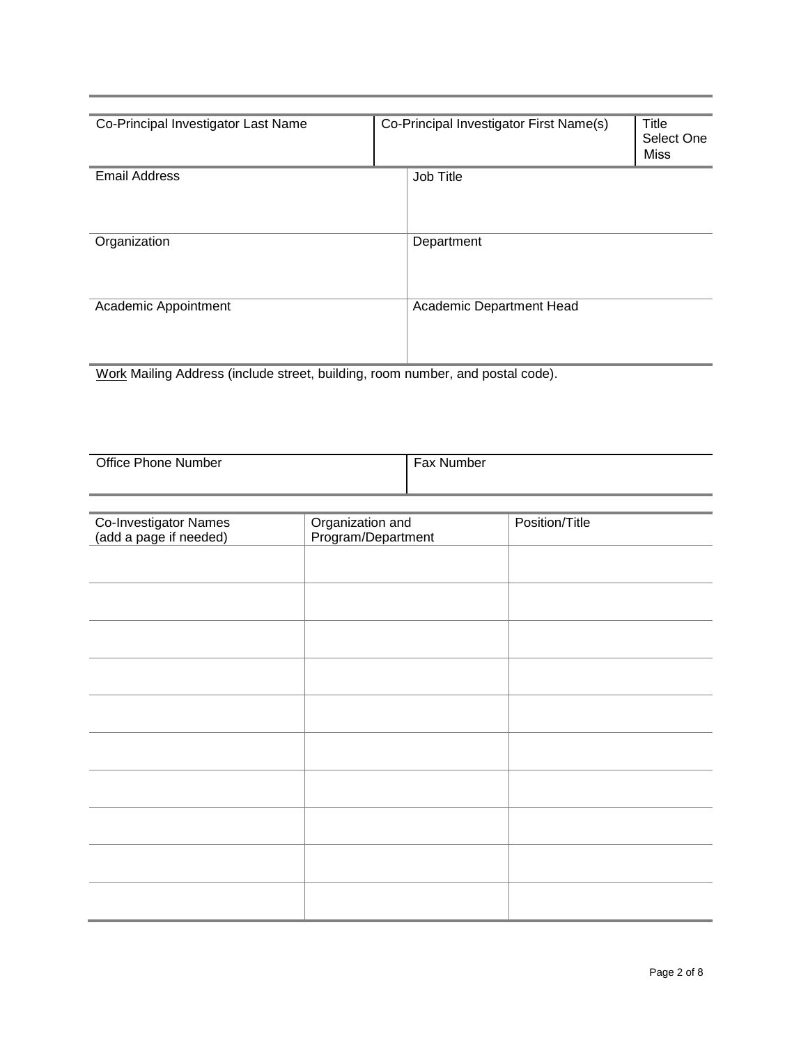| Co-Principal Investigator Last Name | Co-Principal Investigator First Name(s) | Title Select One Miss |
| --- | --- | --- |

| Email Address | Job Title |
| --- | --- |
| Organization | Department |
| Academic Appointment | Academic Department Head |

Work Mailing Address (include street, building, room number, and postal code).

| Office Phone Number | Fax Number |
| --- | --- |

| Co-Investigator Names (add a page if needed) | Organization and Program/Department | Position/Title |
| --- | --- | --- |
| | | |
| | | |
| | | |
| | | |
| | | |
| | | |
| | | |
| | | |
| | | |
| | | |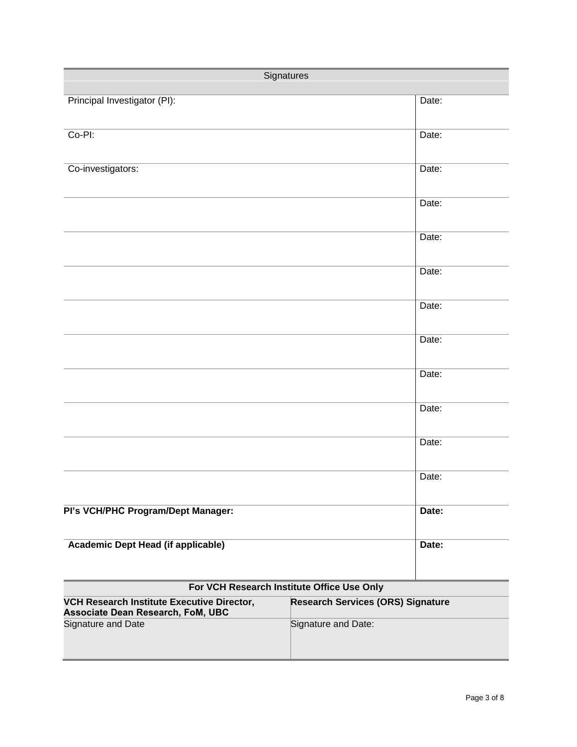| Signatures | |
|---|---|
| Principal Investigator (PI): | Date: |
| Co-PI: | Date: |
| Co-investigators: | Date: |
| | Date: |
| | Date: |
| | Date: |
| | Date: |
| | Date: |
| | Date: |
| | Date: |
| | Date: |
| | Date: |
| **PI's VCH/PHC Program/Dept Manager:** | **Date:** |
| **Academic Dept Head (if applicable)** | **Date:** |

| **For VCH Research Institute Office Use Only** | |
|---|---|
| **VCH Research Institute Executive Director, Associate Dean Research, FoM, UBC** | **Research Services (ORS) Signature** |
| Signature and Date | Signature and Date: |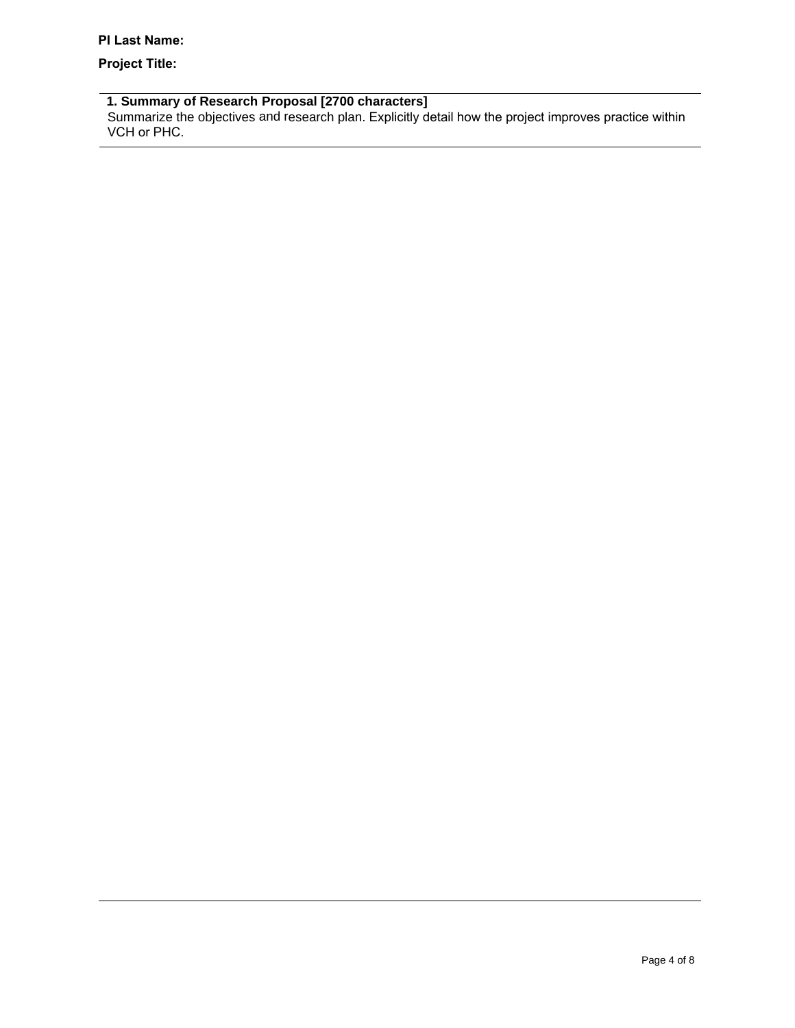**PI Last Name:**

**Project Title:**

**1. Summary of Research Proposal [2700 characters]**

Summarize the objectives and research plan. Explicitly detail how the project improves practice within VCH or PHC.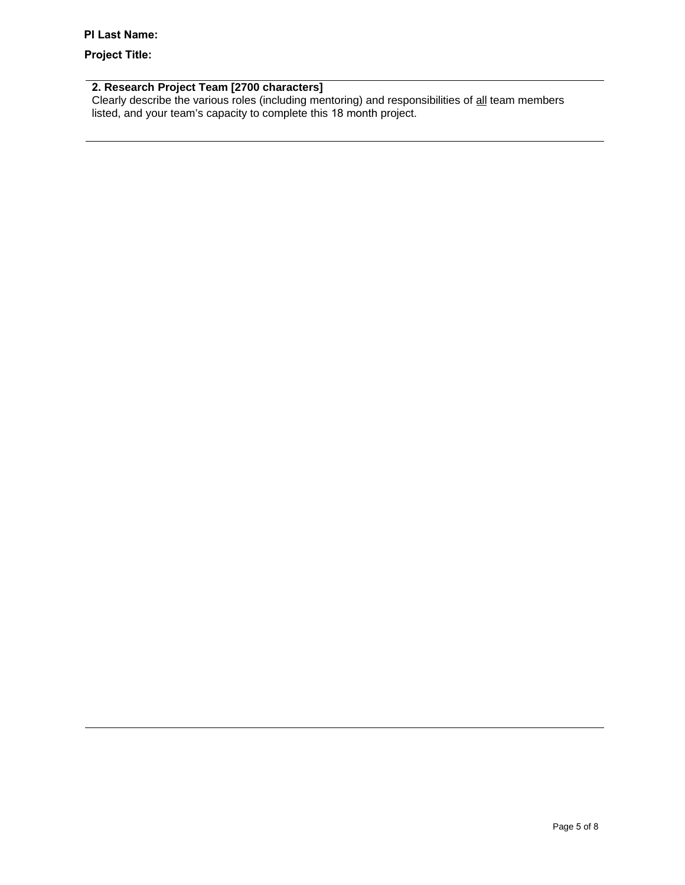**PI Last Name:**

**Project Title:**

## 2. Research Project Team [2700 characters]

Clearly describe the various roles (including mentoring) and responsibilities of all team members listed, and your team's capacity to complete this 18 month project.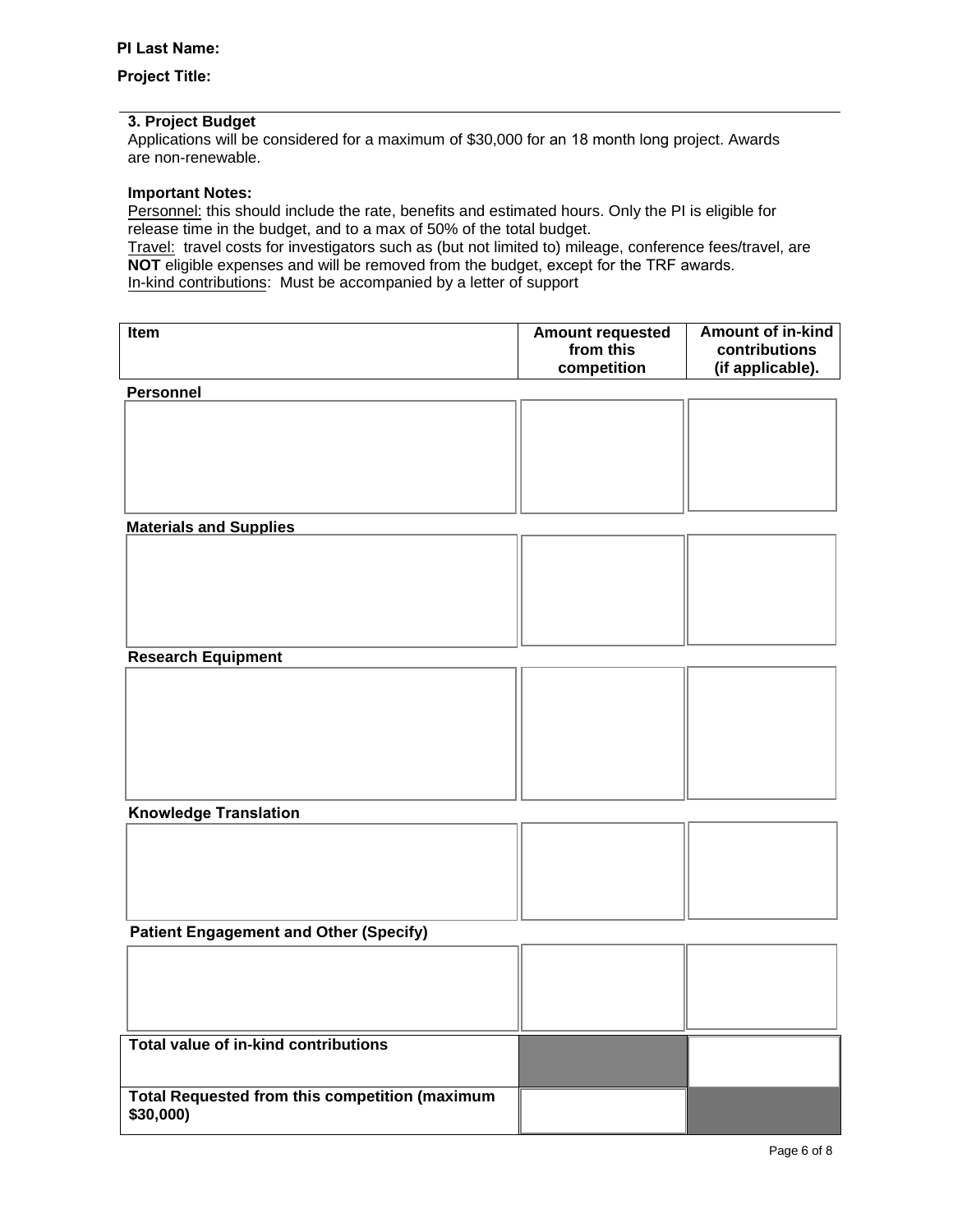**PI Last Name:**

**Project Title:**

### 3. Project Budget

Applications will be considered for a maximum of $30,000 for an 18 month long project. Awards are non-renewable.

**Important Notes:**

Personnel: this should include the rate, benefits and estimated hours. Only the PI is eligible for release time in the budget, and to a max of 50% of the total budget.

Travel: travel costs for investigators such as (but not limited to) mileage, conference fees/travel, are **NOT** eligible expenses and will be removed from the budget, except for the TRF awards.

In-kind contributions: Must be accompanied by a letter of support

| Item | Amount requested from this competition | Amount of in-kind contributions (if applicable). |
|---|---|---|
| **Personnel** | | |
| | | |
| **Materials and Supplies** | | |
| | | |
| **Research Equipment** | | |
| | | |
| **Knowledge Translation** | | |
| | | |
| **Patient Engagement and Other (Specify)** | | |
| | | |
| **Total value of in-kind contributions** | | |
| **Total Requested from this competition (maximum $30,000)** | | |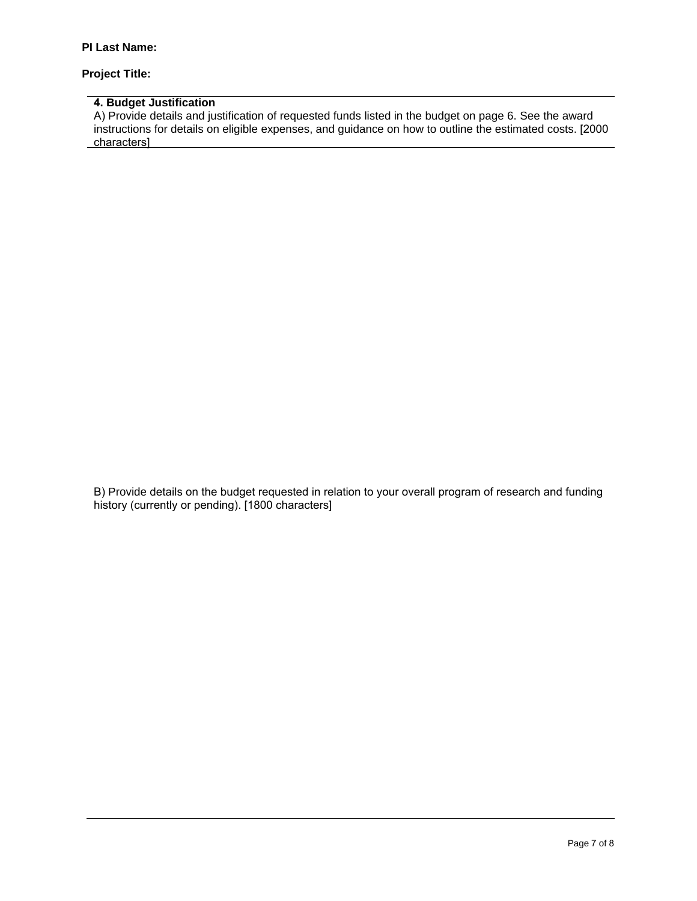**PI Last Name:**

**Project Title:**

**4. Budget Justification**

A) Provide details and justification of requested funds listed in the budget on page 6. See the award instructions for details on eligible expenses, and guidance on how to outline the estimated costs. [2000 characters]

B) Provide details on the budget requested in relation to your overall program of research and funding history (currently or pending). [1800 characters]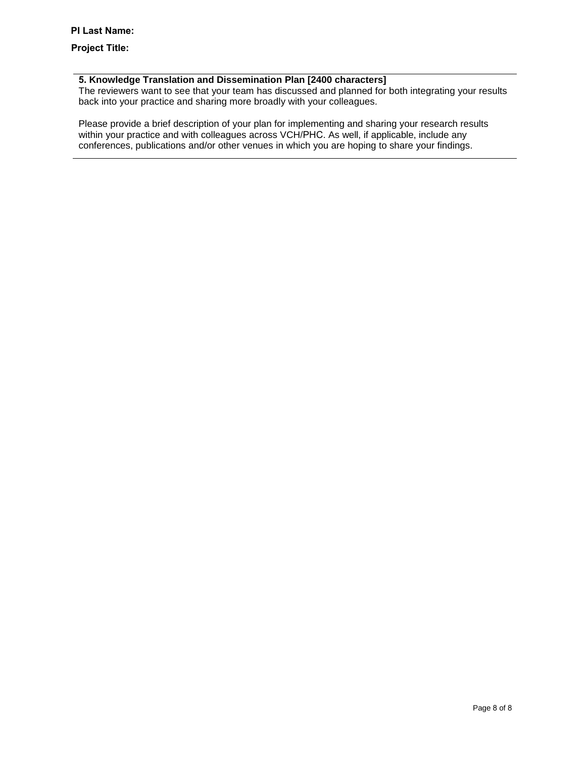**PI Last Name:**

**Project Title:**

**5. Knowledge Translation and Dissemination Plan [2400 characters]**

The reviewers want to see that your team has discussed and planned for both integrating your results back into your practice and sharing more broadly with your colleagues.

Please provide a brief description of your plan for implementing and sharing your research results within your practice and with colleagues across VCH/PHC. As well, if applicable, include any conferences, publications and/or other venues in which you are hoping to share your findings.